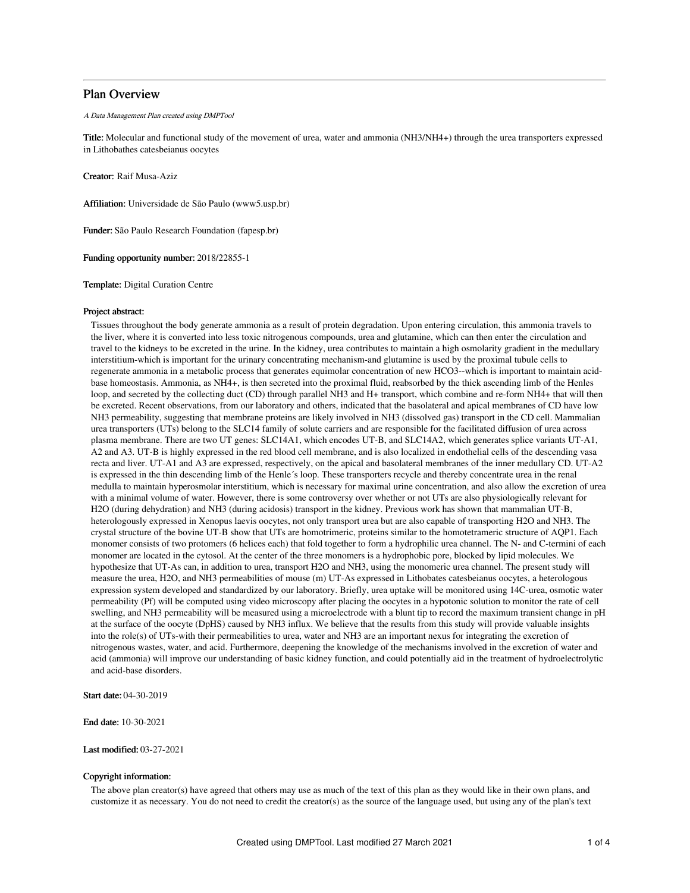# Plan Overview

*A Data Management Plan created using DMPTool*

**Title:** Molecular and functional study of the movement of urea, water and ammonia ($NH_3/NH_4^+$) through the urea transporters expressed in Lithobathes catesbeianus oocytes

**Creator:** Raif Musa-Aziz

**Affiliation:** Universidade de São Paulo (www5.usp.br)

**Funder:** São Paulo Research Foundation (fapesp.br)

**Funding opportunity number:** 2018/22855-1

**Template:** Digital Curation Centre

**Project abstract:**

Tissues throughout the body generate ammonia as a result of protein degradation. Upon entering circulation, this ammonia travels to the liver, where it is converted into less toxic nitrogenous compounds, urea and glutamine, which can then enter the circulation and travel to the kidneys to be excreted in the urine. In the kidney, urea contributes to maintain a high osmolarity gradient in the medullary interstitium-which is important for the urinary concentrating mechanism-and glutamine is used by the proximal tubule cells to regenerate ammonia in a metabolic process that generates equimolar concentration of new $HCO_3^-$-which is important to maintain acid-base homeostasis. Ammonia, as $NH_4^+$, is then secreted into the proximal fluid, reabsorbed by the thick ascending limb of the Henles loop, and secreted by the collecting duct (CD) through parallel $NH_3$ and $H^+$ transport, which combine and re-form $NH_4^+$ that will then be excreted. Recent observations, from our laboratory and others, indicated that the basolateral and apical membranes of CD have low $NH_3$ permeability, suggesting that membrane proteins are likely involved in $NH_3$ (dissolved gas) transport in the CD cell. Mammalian urea transporters (UTs) belong to the SLC14 family of solute carriers and are responsible for the facilitated diffusion of urea across plasma membrane. There are two UT genes: SLC14A1, which encodes UT-B, and SLC14A2, which generates splice variants UT-A1, A2 and A3. UT-B is highly expressed in the red blood cell membrane, and is also localized in endothelial cells of the descending vasa recta and liver. UT-A1 and A3 are expressed, respectively, on the apical and basolateral membranes of the inner medullary CD. UT-A2 is expressed in the thin descending limb of the Henle´s loop. These transporters recycle and thereby concentrate urea in the renal medulla to maintain hyperosmolar interstitium, which is necessary for maximal urine concentration, and also allow the excretion of urea with a minimal volume of water. However, there is some controversy over whether or not UTs are also physiologically relevant for $H_2O$ (during dehydration) and $NH_3$ (during acidosis) transport in the kidney. Previous work has shown that mammalian UT-B, heterologously expressed in Xenopus laevis oocytes, not only transport urea but are also capable of transporting $H_2O$ and $NH_3$. The crystal structure of the bovine UT-B show that UTs are homotrimeric, proteins similar to the homotetrameric structure of AQP1. Each monomer consists of two protomers (6 helices each) that fold together to form a hydrophilic urea channel. The N- and C-termini of each monomer are located in the cytosol. At the center of the three monomers is a hydrophobic pore, blocked by lipid molecules. We hypothesize that UT-As can, in addition to urea, transport $H_2O$ and $NH_3$, using the monomeric urea channel. The present study will measure the urea, $H_2O$, and $NH_3$ permeabilities of mouse (m) UT-As expressed in Lithobates catesbeianus oocytes, a heterologous expression system developed and standardized by our laboratory. Briefly, urea uptake will be monitored using 14C-urea, osmotic water permeability ($P_f$) will be computed using video microscopy after placing the oocytes in a hypotonic solution to monitor the rate of cell swelling, and $NH_3$ permeability will be measured using a microelectrode with a blunt tip to record the maximum transient change in pH at the surface of the oocyte (DpHS) caused by $NH_3$ influx. We believe that the results from this study will provide valuable insights into the role(s) of UTs-with their permeabilities to urea, water and $NH_3$ are an important nexus for integrating the excretion of nitrogenous wastes, water, and acid. Furthermore, deepening the knowledge of the mechanisms involved in the excretion of water and acid (ammonia) will improve our understanding of basic kidney function, and could potentially aid in the treatment of hydroelectrolytic and acid-base disorders.

**Start date:** 04-30-2019

**End date:** 10-30-2021

**Last modified:** 03-27-2021

**Copyright information:**

The above plan creator(s) have agreed that others may use as much of the text of this plan as they would like in their own plans, and customize it as necessary. You do not need to credit the creator(s) as the source of the language used, but using any of the plan's text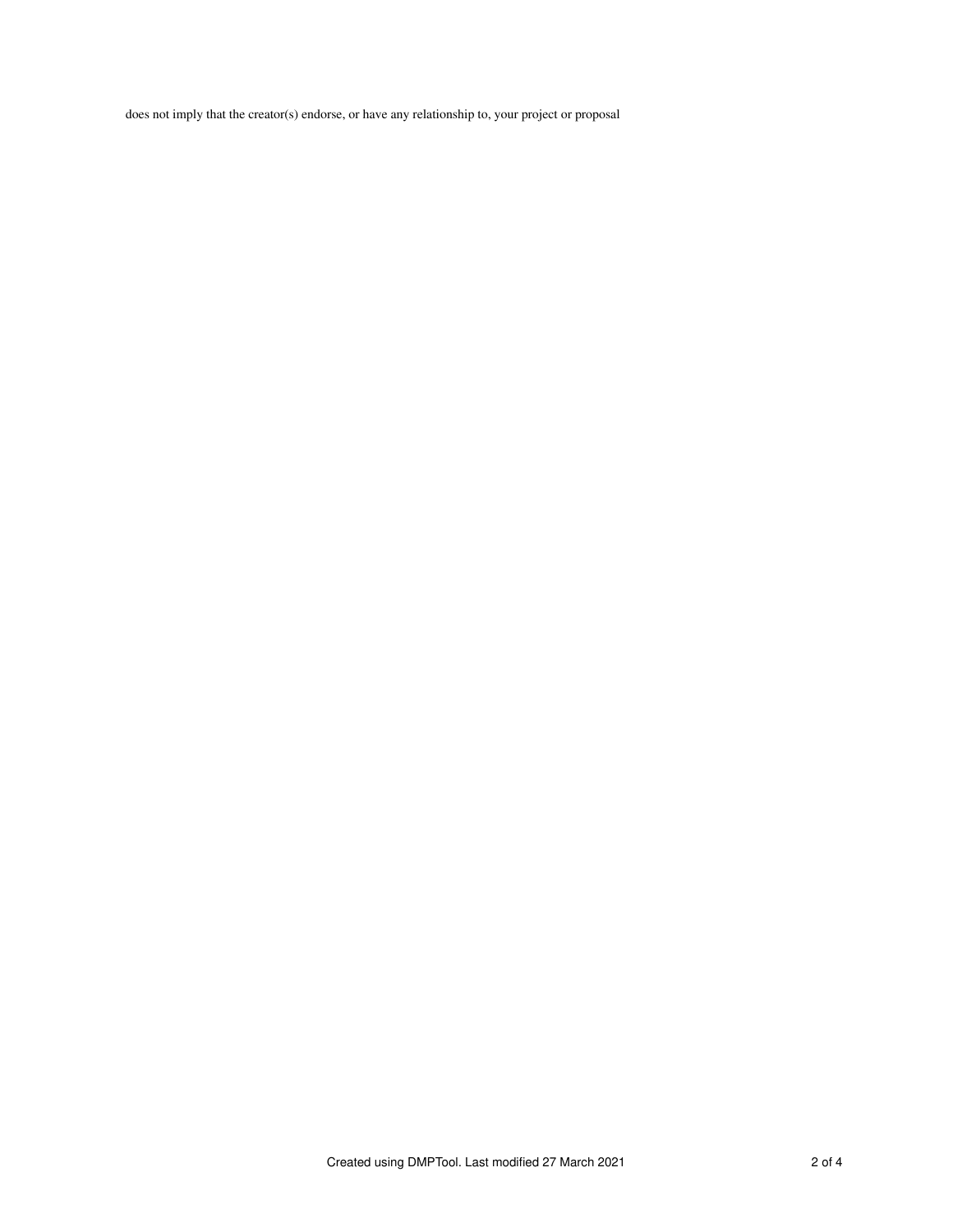does not imply that the creator(s) endorse, or have any relationship to, your project or proposal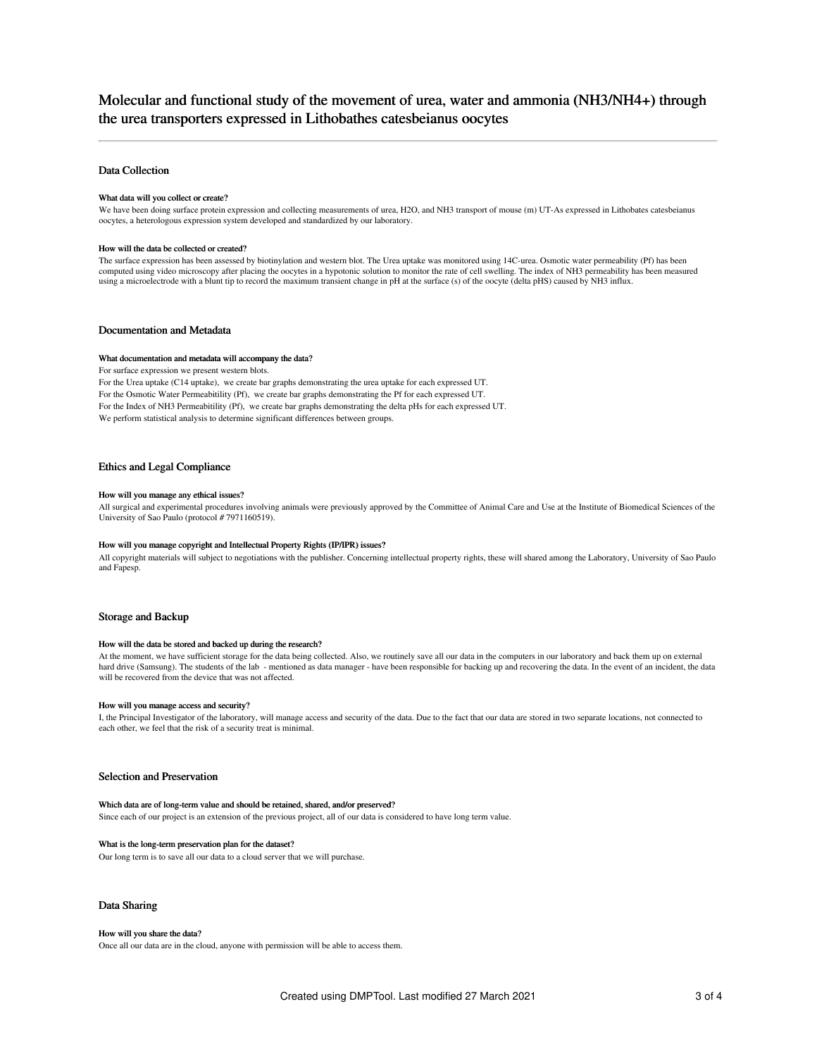# Molecular and functional study of the movement of urea, water and ammonia ($NH_3/NH_4^+$) through the urea transporters expressed in Lithobathes catesbeianus oocytes

## Data Collection

#### What data will you collect or create?

We have been doing surface protein expression and collecting measurements of urea, $H_2O$, and $NH_3$ transport of mouse (m) UT-As expressed in Lithobates catesbeianus oocytes, a heterologous expression system developed and standardized by our laboratory.

#### How will the data be collected or created?

The surface expression has been assessed by biotinylation and western blot. The Urea uptake was monitored using 14C-urea. Osmotic water permeability (Pf) has been computed using video microscopy after placing the oocytes in a hypotonic solution to monitor the rate of cell swelling. The index of $NH_3$ permeability has been measured using a microelectrode with a blunt tip to record the maximum transient change in pH at the surface (s) of the oocyte (delta pHS) caused by $NH_3$ influx.

## Documentation and Metadata

#### What documentation and metadata will accompany the data?

For surface expression we present western blots.

For the Urea uptake (C14 uptake), we create bar graphs demonstrating the urea uptake for each expressed UT.

For the Osmotic Water Permeabitility (Pf), we create bar graphs demonstrating the Pf for each expressed UT.

For the Index of $NH_3$ Permeabitility (Pf), we create bar graphs demonstrating the delta pHs for each expressed UT.

We perform statistical analysis to determine significant differences between groups.

## Ethics and Legal Compliance

#### How will you manage any ethical issues?

All surgical and experimental procedures involving animals were previously approved by the Committee of Animal Care and Use at the Institute of Biomedical Sciences of the University of Sao Paulo (protocol # 7971160519).

#### How will you manage copyright and Intellectual Property Rights (IP/IPR) issues?

All copyright materials will subject to negotiations with the publisher. Concerning intellectual property rights, these will shared among the Laboratory, University of Sao Paulo and Fapesp.

## Storage and Backup

#### How will the data be stored and backed up during the research?

At the moment, we have sufficient storage for the data being collected. Also, we routinely save all our data in the computers in our laboratory and back them up on external hard drive (Samsung). The students of the lab - mentioned as data manager - have been responsible for backing up and recovering the data. In the event of an incident, the data will be recovered from the device that was not affected.

#### How will you manage access and security?

I, the Principal Investigator of the laboratory, will manage access and security of the data. Due to the fact that our data are stored in two separate locations, not connected to each other, we feel that the risk of a security treat is minimal.

## Selection and Preservation

#### Which data are of long-term value and should be retained, shared, and/or preserved?

Since each of our project is an extension of the previous project, all of our data is considered to have long term value.

#### What is the long-term preservation plan for the dataset?

Our long term is to save all our data to a cloud server that we will purchase.

## Data Sharing

#### How will you share the data?

Once all our data are in the cloud, anyone with permission will be able to access them.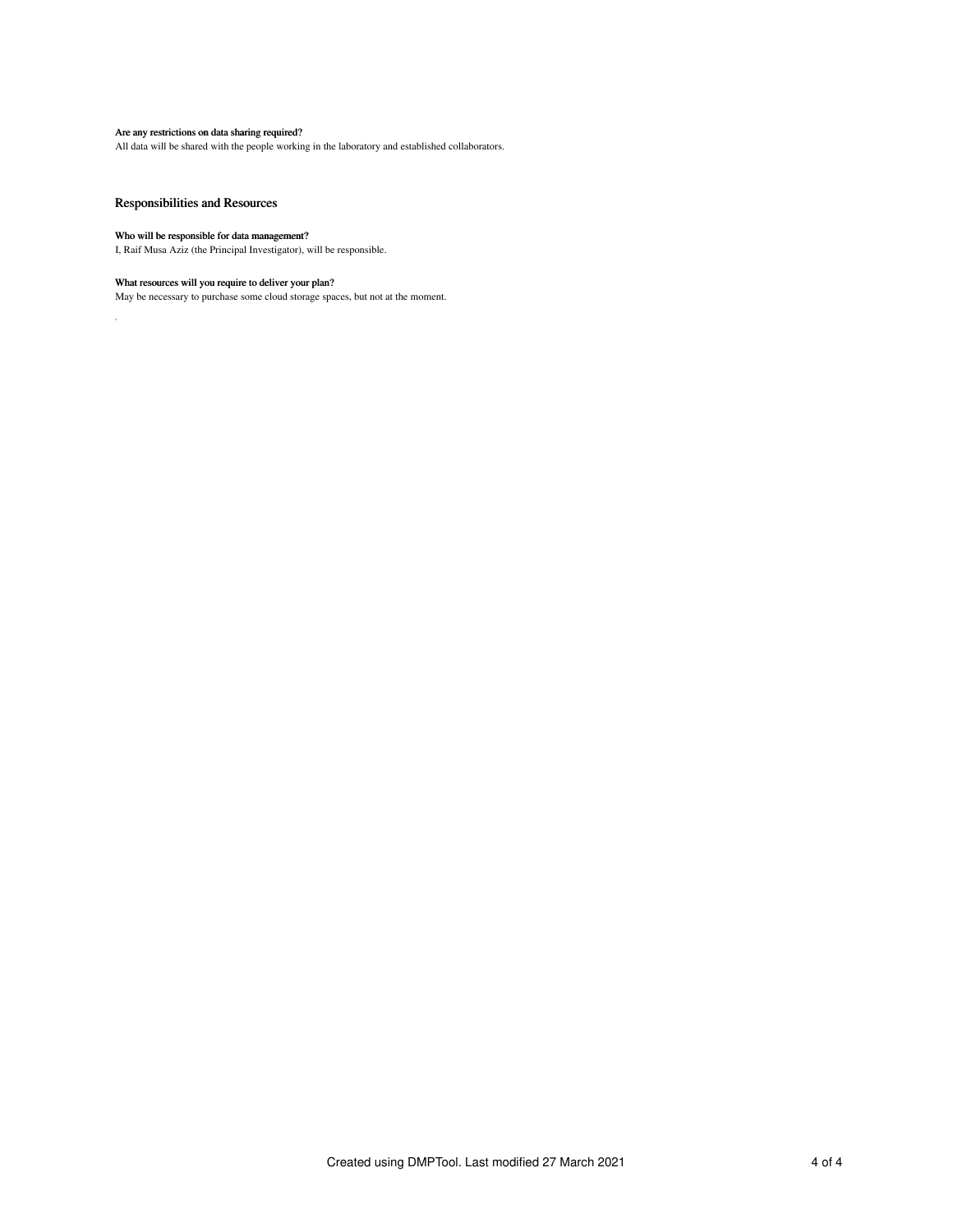**Are any restrictions on data sharing required?**
All data will be shared with the people working in the laboratory and established collaborators.

## Responsibilities and Resources

**Who will be responsible for data management?**
I, Raif Musa Aziz (the Principal Investigator), will be responsible.

**What resources will you require to deliver your plan?**
May be necessary to purchase some cloud storage spaces, but not at the moment.

.